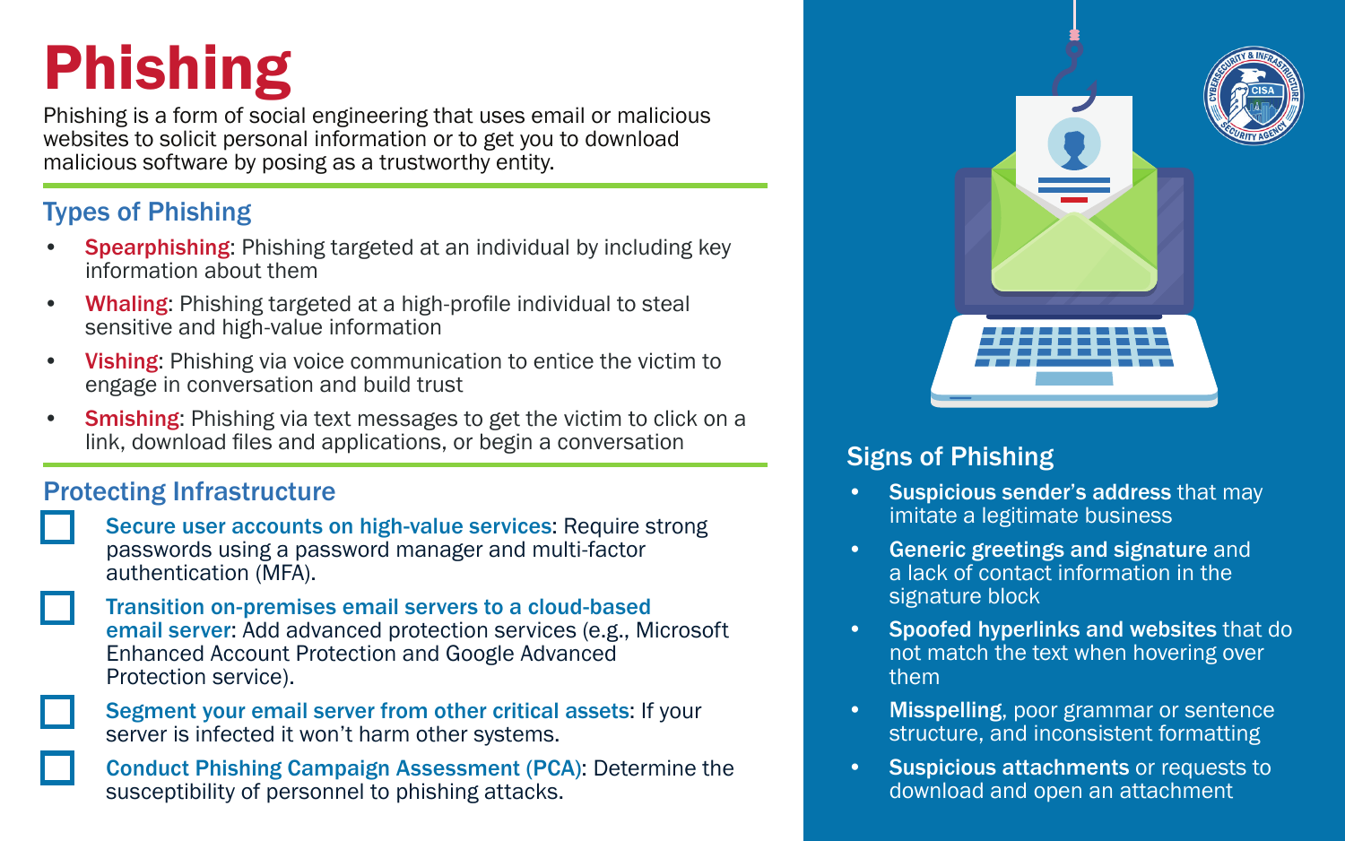# Phishing

Phishing is a form of social engineering that uses email or malicious websites to solicit personal information or to get you to download malicious software by posing as a trustworthy entity.

## Types of Phishing

- **Spearphishing**: Phishing targeted at an individual by including key information about them
- **Whaling**: Phishing targeted at a high-profile individual to steal sensitive and high-value information
- **Vishing**: Phishing via voice communication to entice the victim to engage in conversation and build trust
- **Smishing**: Phishing via text messages to get the victim to click on a link, download files and applications, or begin a conversation

## Protecting Infrastructure

- [ ] **Secure user accounts on high-value services**: Require strong passwords using a password manager and multi-factor authentication (MFA).
- [ ] **Transition on-premises email servers to a cloud-based email server**: Add advanced protection services (e.g., Microsoft Enhanced Account Protection and Google Advanced Protection service).
- [ ] **Segment your email server from other critical assets**: If your server is infected it won't harm other systems.
- [ ] **Conduct Phishing Campaign Assessment (PCA)**: Determine the susceptibility of personnel to phishing attacks.

## Signs of Phishing

- **Suspicious sender's address** that may imitate a legitimate business
- **Generic greetings and signature** and a lack of contact information in the signature block
- **Spoofed hyperlinks and websites** that do not match the text when hovering over them
- **Misspelling**, poor grammar or sentence structure, and inconsistent formatting
- **Suspicious attachments** or requests to download and open an attachment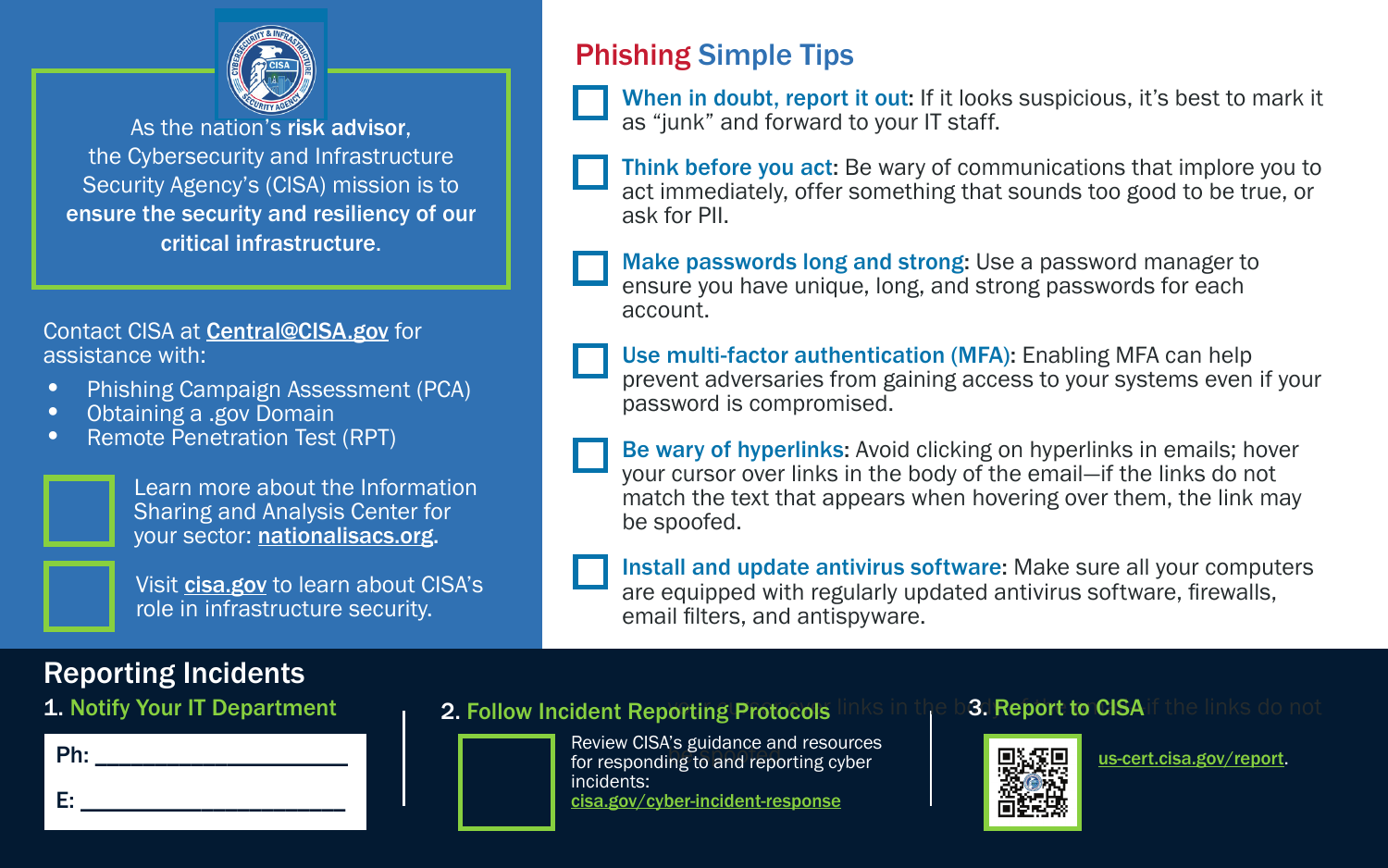As the nation's **risk advisor**, the Cybersecurity and Infrastructure Security Agency's (CISA) mission is to **ensure the security and resiliency of our critical infrastructure.**

Contact CISA at **Central@CISA.gov** for assistance with:

- Phishing Campaign Assessment (PCA)
- Obtaining a .gov Domain
- Remote Penetration Test (RPT)

Learn more about the Information Sharing and Analysis Center for your sector: **nationalisacs.org**.

Visit **cisa.gov** to learn about CISA's role in infrastructure security.

## Phishing Simple Tips

- **When in doubt, report it out**: If it looks suspicious, it's best to mark it as "junk" and forward to your IT staff.
- **Think before you act**: Be wary of communications that implore you to act immediately, offer something that sounds too good to be true, or ask for PII.
- **Make passwords long and strong**: Use a password manager to ensure you have unique, long, and strong passwords for each account.
- **Use multi-factor authentication (MFA)**: Enabling MFA can help prevent adversaries from gaining access to your systems even if your password is compromised.
- **Be wary of hyperlinks**: Avoid clicking on hyperlinks in emails; hover your cursor over links in the body of the email—if the links do not match the text that appears when hovering over them, the link may be spoofed.
- **Install and update antivirus software**: Make sure all your computers are equipped with regularly updated antivirus software, firewalls, email filters, and antispyware.

## Reporting Incidents

### 1. Notify Your IT Department

Ph: ____________________

E: ____________________

### 2. Follow Incident Reporting Protocols

Review CISA's guidance and resources for responding to and reporting cyber incidents: cisa.gov/cyber-incident-response

### 3. Report to CISA

us-cert.cisa.gov/report.